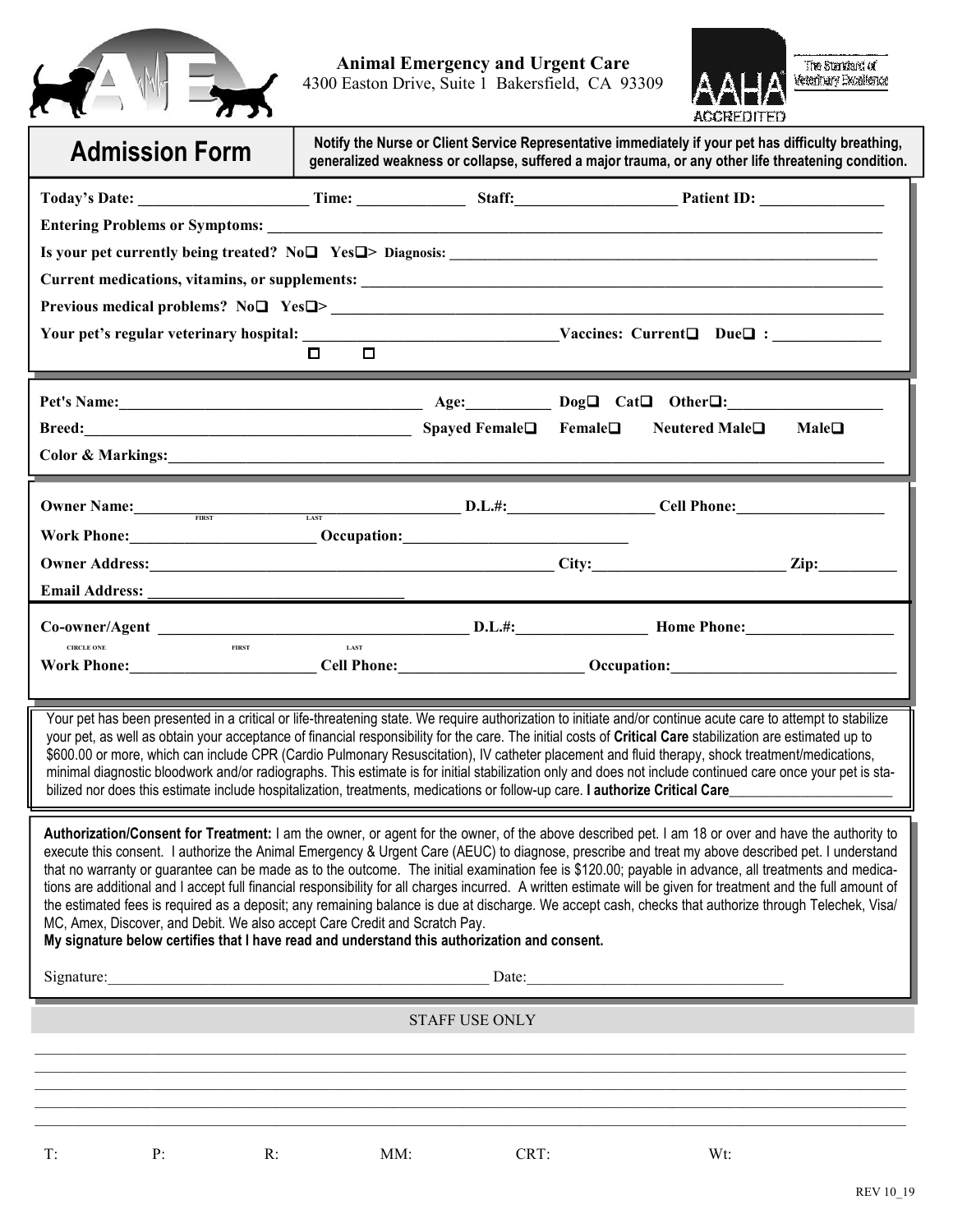**Animal Emergency and Urgent Care**
4300 Easton Drive, Suite 1 Bakersfield, CA 93309

AAHA ACCREDITED — The Standard of Veterinary Excellence

# Admission Form

**Notify the Nurse or Client Service Representative immediately if your pet has difficulty breathing, generalized weakness or collapse, suffered a major trauma, or any other life threatening condition.**

**Today's Date:** ____________________ **Time:** ____________ **Staff:** ____________________ **Patient ID:** ______________

**Entering Problems or Symptoms:** ____________________________________________________________

**Is your pet currently being treated?** No❑ Yes❑> **Diagnosis:** ____________________________________________________________

**Current medications, vitamins, or supplements:** ____________________________________________________________

**Previous medical problems?** No❑ Yes❑> ____________________________________________________________

**Your pet's regular veterinary hospital:** ______________________________ **Vaccines:** Current❑ Due❑ : ____________

☐ ☐

**Pet's Name:** ____________________________________ **Age:** __________ Dog❑ Cat❑ Other❑: __________________

**Breed:** ____________________________________ Spayed Female❑ Female❑ Neutered Male❑ Male❑

**Color & Markings:** ____________________________________________________________

**Owner Name:** ____________________ ____________________ **D.L.#:** __________________ **Cell Phone:** __________________
FIRST LAST

**Work Phone:** ______________________ **Occupation:** ____________________________

**Owner Address:** ____________________________________________ **City:** ______________________ **Zip:** __________

**Email Address:** ________________________________

**Co-owner/Agent** ____________________ ____________________ **D.L.#:** ________________ **Home Phone:** __________________
CIRCLE ONE FIRST LAST

**Work Phone:** ______________________ **Cell Phone:** ______________________ **Occupation:** ____________________________

Your pet has been presented in a critical or life-threatening state. We require authorization to initiate and/or continue acute care to attempt to stabilize your pet, as well as obtain your acceptance of financial responsibility for the care. The initial costs of **Critical Care** stabilization are estimated up to $600.00 or more, which can include CPR (Cardio Pulmonary Resuscitation), IV catheter placement and fluid therapy, shock treatment/medications, minimal diagnostic bloodwork and/or radiographs. This estimate is for initial stabilization only and does not include continued care once your pet is stabilized nor does this estimate include hospitalization, treatments, medications or follow-up care. **I authorize Critical Care**______________________

**Authorization/Consent for Treatment:** I am the owner, or agent for the owner, of the above described pet. I am 18 or over and have the authority to execute this consent. I authorize the Animal Emergency & Urgent Care (AEUC) to diagnose, prescribe and treat my above described pet. I understand that no warranty or guarantee can be made as to the outcome. The initial examination fee is $120.00; payable in advance, all treatments and medications are additional and I accept full financial responsibility for all charges incurred. A written estimate will be given for treatment and the full amount of the estimated fees is required as a deposit; any remaining balance is due at discharge. We accept cash, checks that authorize through Telechek, Visa/ MC, Amex, Discover, and Debit. We also accept Care Credit and Scratch Pay.
**My signature below certifies that I have read and understand this authorization and consent.**

Signature: ________________________________________________ Date: ______________________________

STAFF USE ONLY

____________________________________________________________

____________________________________________________________

____________________________________________________________

____________________________________________________________

____________________________________________________________

T: P: R: MM: CRT: Wt:

REV 10_19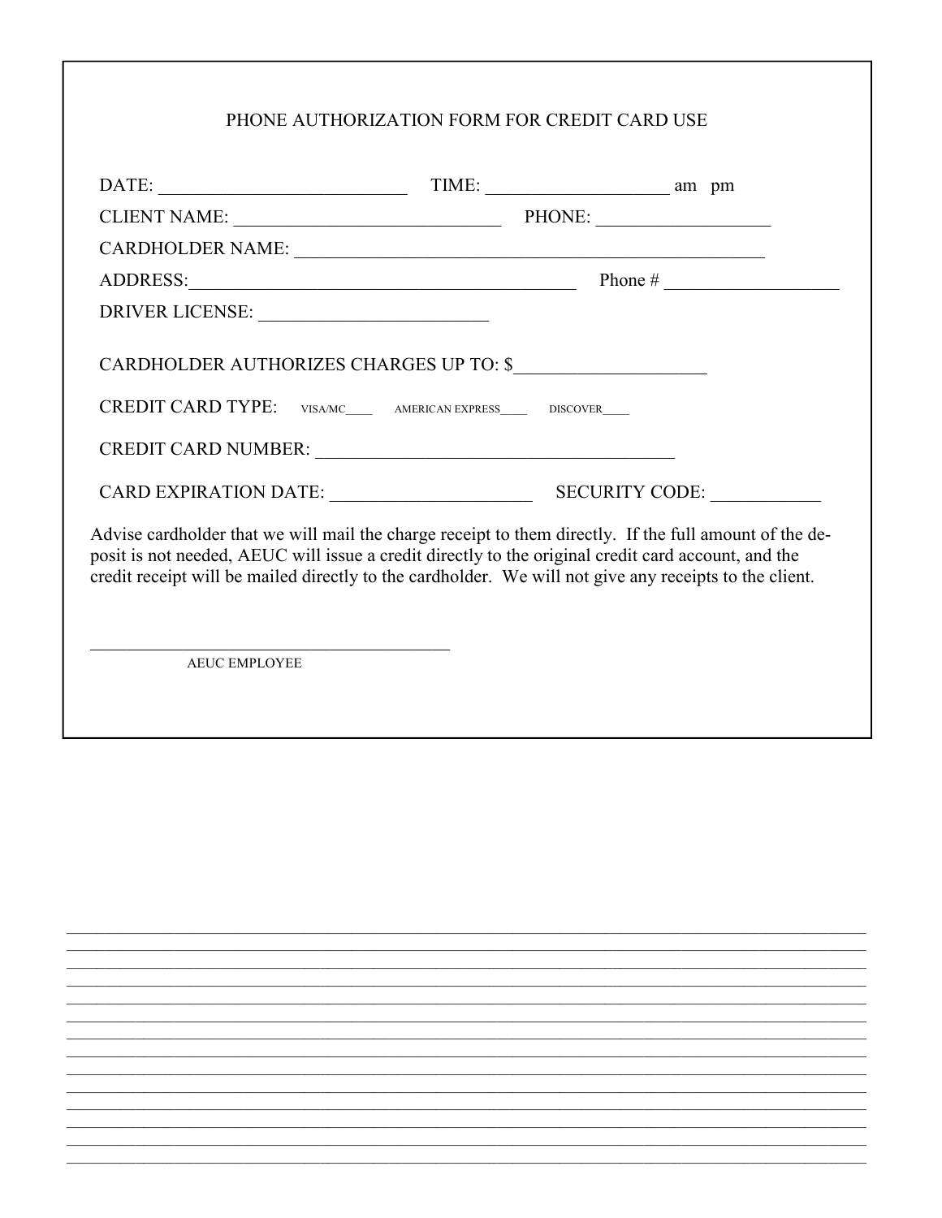# PHONE AUTHORIZATION FORM FOR CREDIT CARD USE

DATE: __________________________ TIME: ___________________ am pm

CLIENT NAME: ____________________________ PHONE: __________________

CARDHOLDER NAME: ____________________________________________________

ADDRESS:_________________________________________ Phone # __________________

DRIVER LICENSE: ________________________

CARDHOLDER AUTHORIZES CHARGES UP TO: $____________________

CREDIT CARD TYPE: VISA/MC____ AMERICAN EXPRESS____ DISCOVER____

CREDIT CARD NUMBER: ________________________________________

CARD EXPIRATION DATE: _____________________ SECURITY CODE: ___________

Advise cardholder that we will mail the charge receipt to them directly. If the full amount of the deposit is not needed, AEUC will issue a credit directly to the original credit card account, and the credit receipt will be mailed directly to the cardholder. We will not give any receipts to the client.

________________________________________

AEUC EMPLOYEE

_____________________________________________________________________________________________
_____________________________________________________________________________________________
_____________________________________________________________________________________________
_____________________________________________________________________________________________
_____________________________________________________________________________________________
_____________________________________________________________________________________________
_____________________________________________________________________________________________
_____________________________________________________________________________________________
_____________________________________________________________________________________________
_____________________________________________________________________________________________
_____________________________________________________________________________________________
_____________________________________________________________________________________________
_____________________________________________________________________________________________
_____________________________________________________________________________________________